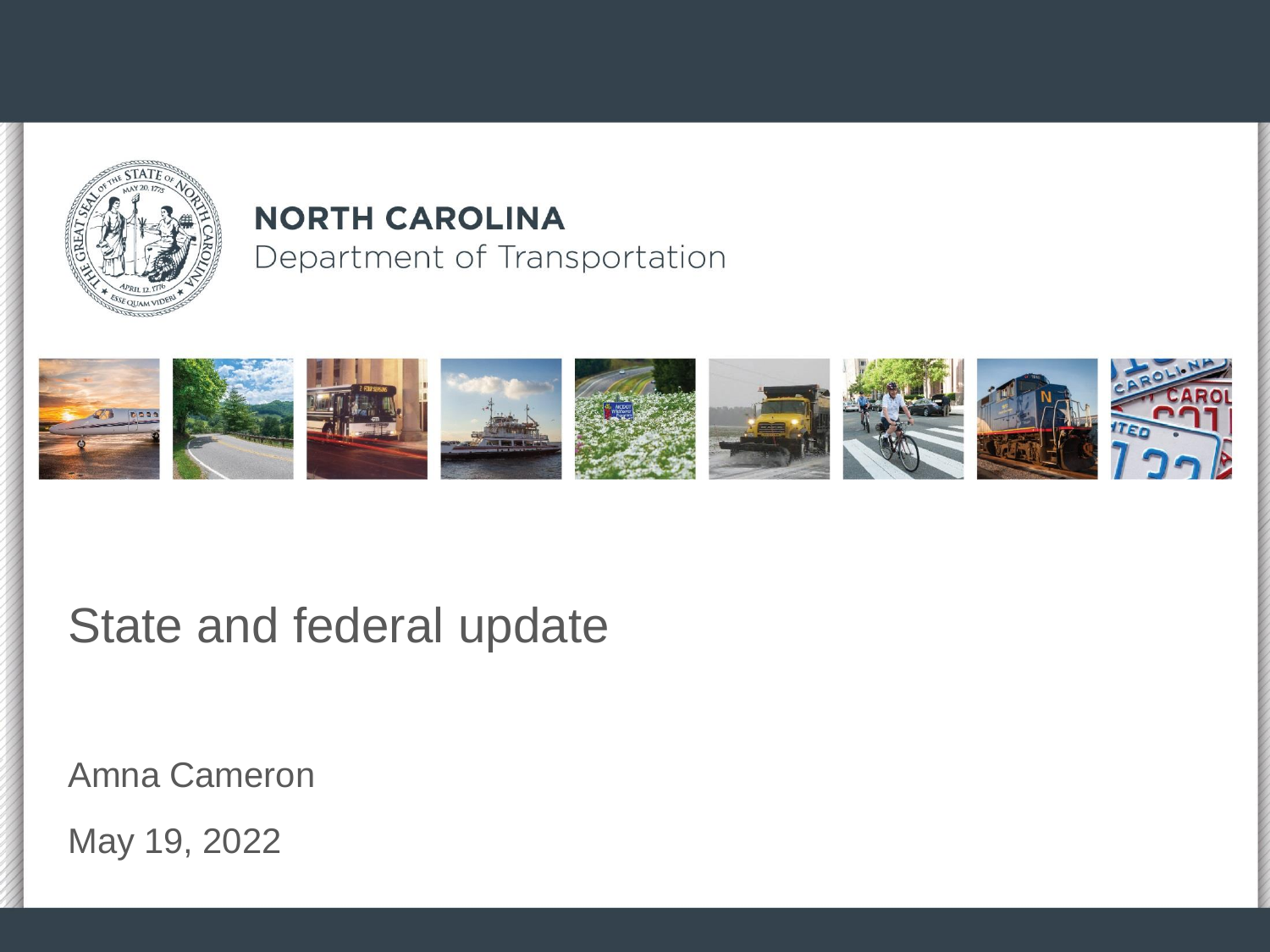NORTH CAROLINA
Department of Transportation

# State and federal update

Amna Cameron

May 19, 2022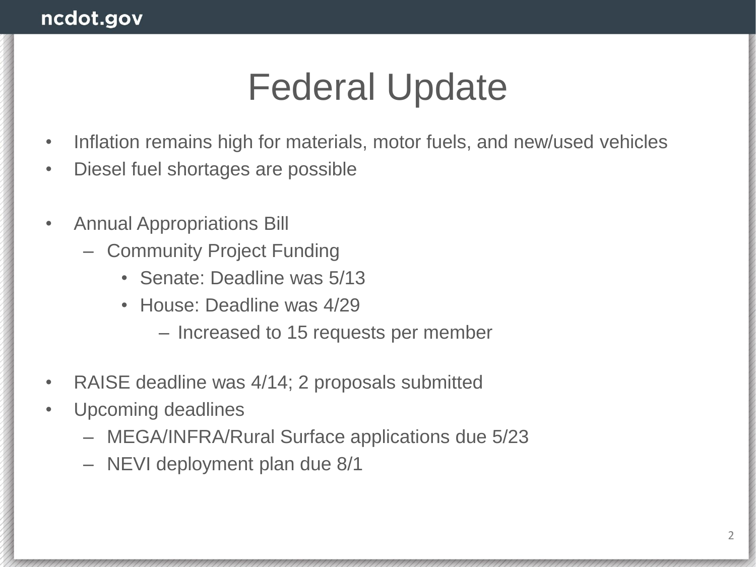# Federal Update

- Inflation remains high for materials, motor fuels, and new/used vehicles
- Diesel fuel shortages are possible

- Annual Appropriations Bill
  - Community Project Funding
    - Senate: Deadline was 5/13
    - House: Deadline was 4/29
      - Increased to 15 requests per member

- RAISE deadline was 4/14; 2 proposals submitted
- Upcoming deadlines
  - MEGA/INFRA/Rural Surface applications due 5/23
  - NEVI deployment plan due 8/1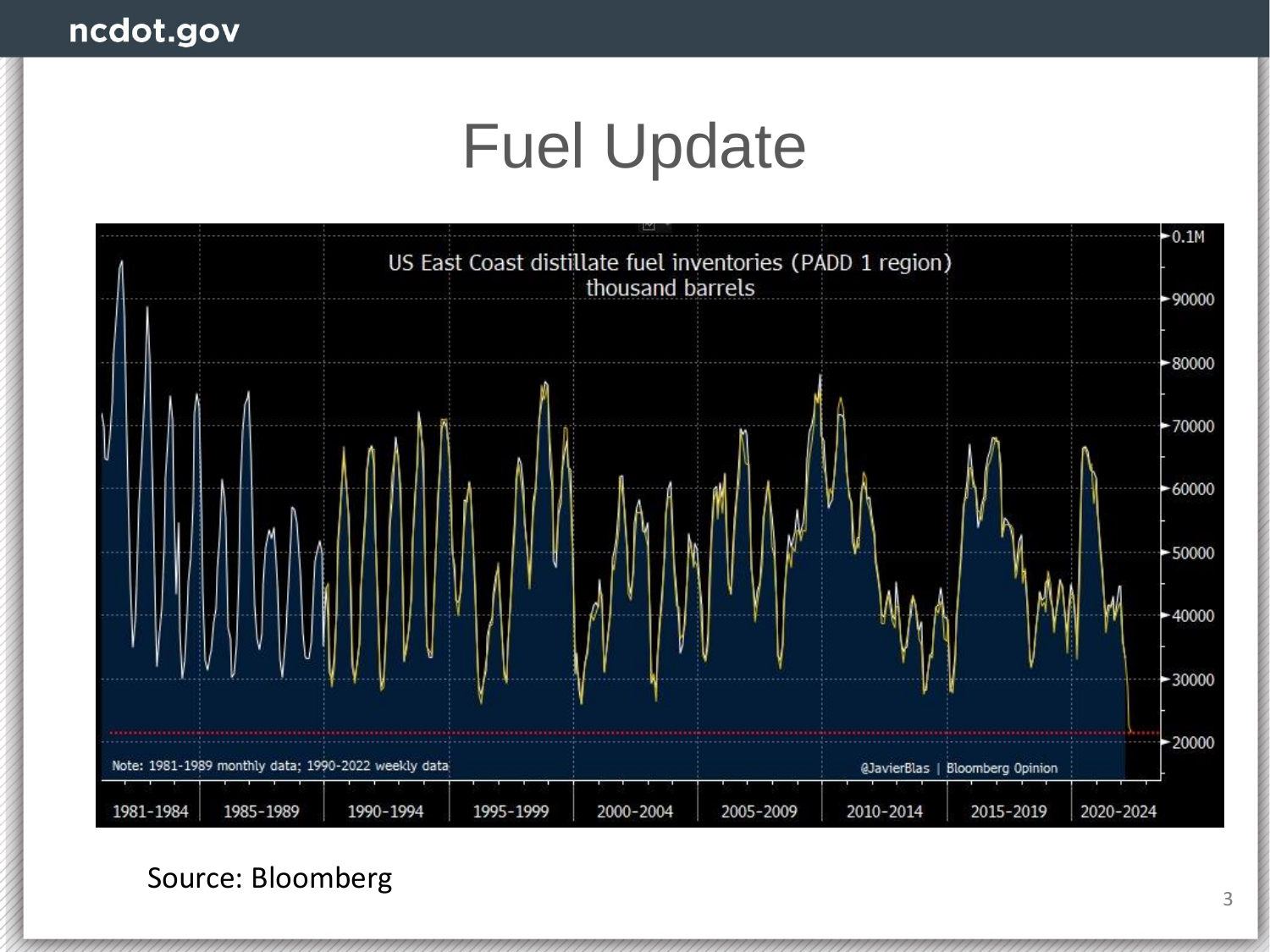# Fuel Update

US East Coast distillate fuel inventories (PADD 1 region)
thousand barrels

Note: 1981-1989 monthly data; 1990-2022 weekly data

@JavierBlas | Bloomberg Opinion

Source: Bloomberg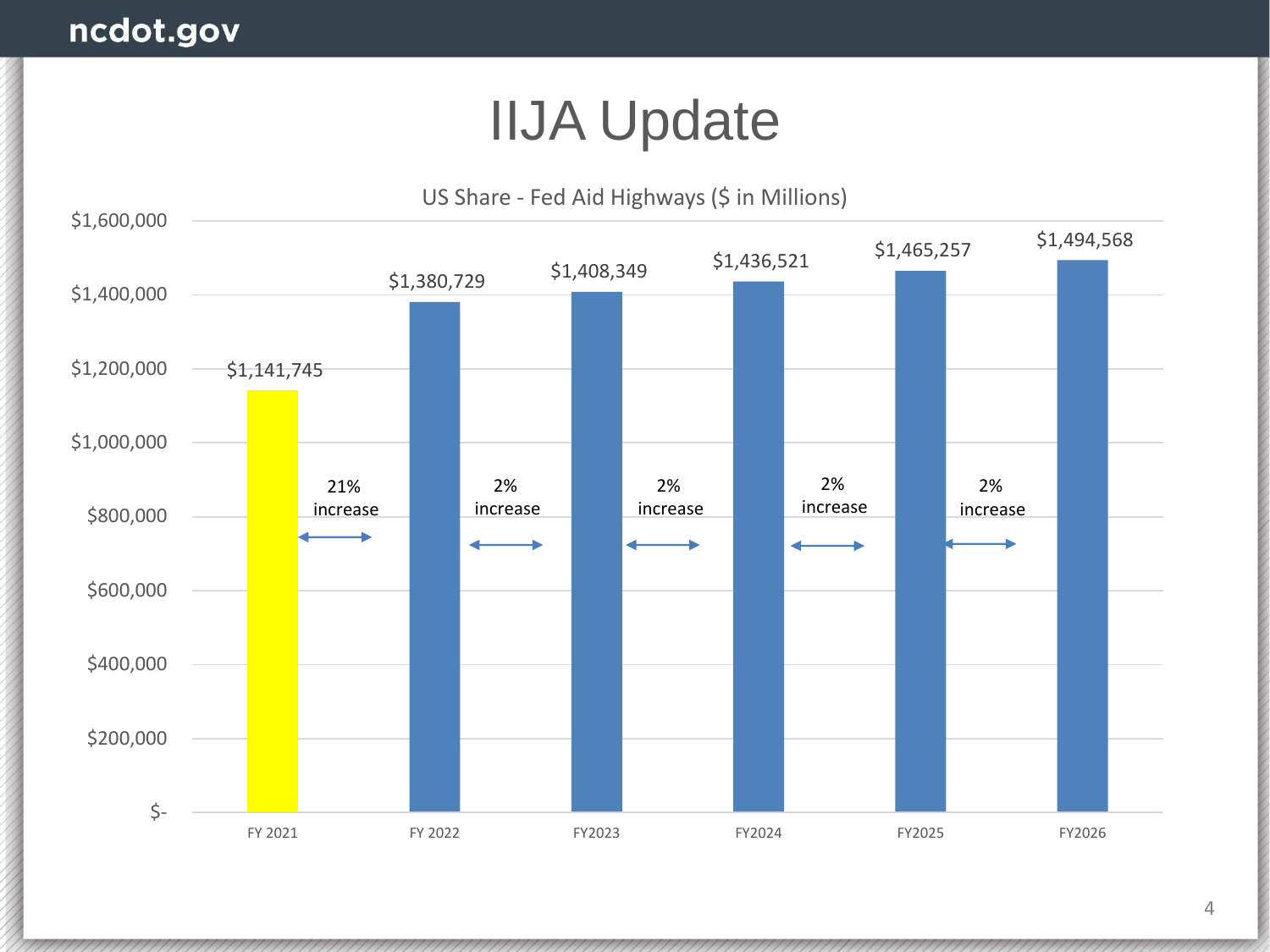# IIJA Update

US Share - Fed Aid Highways ($ in Millions)

| Fiscal Year | Amount | Change from Prior Year |
|---|---|---|
| FY 2021 | $1,141,745 | |
| FY 2022 | $1,380,729 | 21% increase |
| FY2023 | $1,408,349 | 2% increase |
| FY2024 | $1,436,521 | 2% increase |
| FY2025 | $1,465,257 | 2% increase |
| FY2026 | $1,494,568 | 2% increase |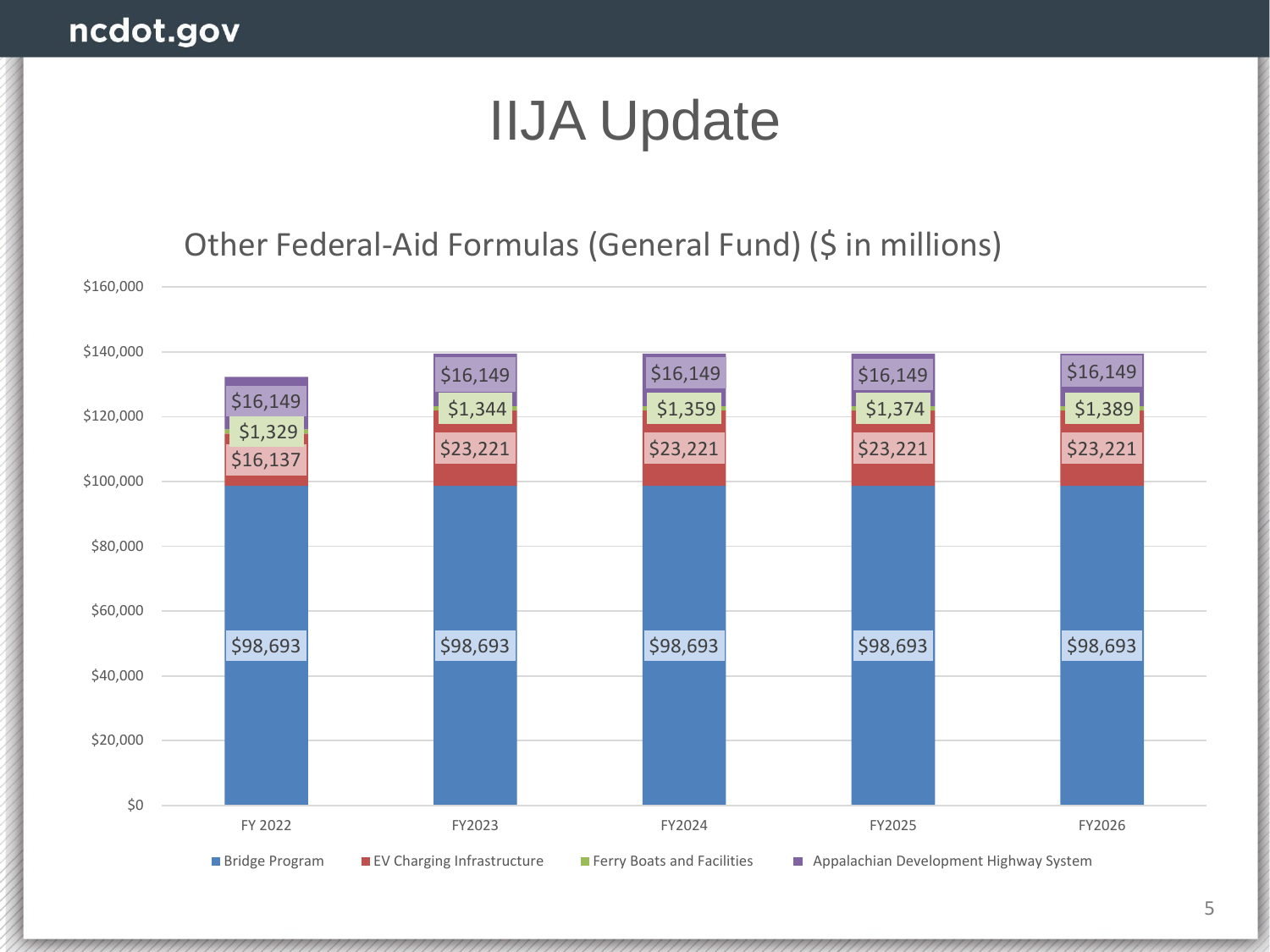# IIJA Update

## Other Federal-Aid Formulas (General Fund) ($ in millions)

| | FY 2022 | FY2023 | FY2024 | FY2025 | FY2026 |
|---|---|---|---|---|---|
| Bridge Program | $98,693 | $98,693 | $98,693 | $98,693 | $98,693 |
| EV Charging Infrastructure | $16,137 | $23,221 | $23,221 | $23,221 | $23,221 |
| Ferry Boats and Facilities | $1,329 | $1,344 | $1,359 | $1,374 | $1,389 |
| Appalachian Development Highway System | $16,149 | $16,149 | $16,149 | $16,149 | $16,149 |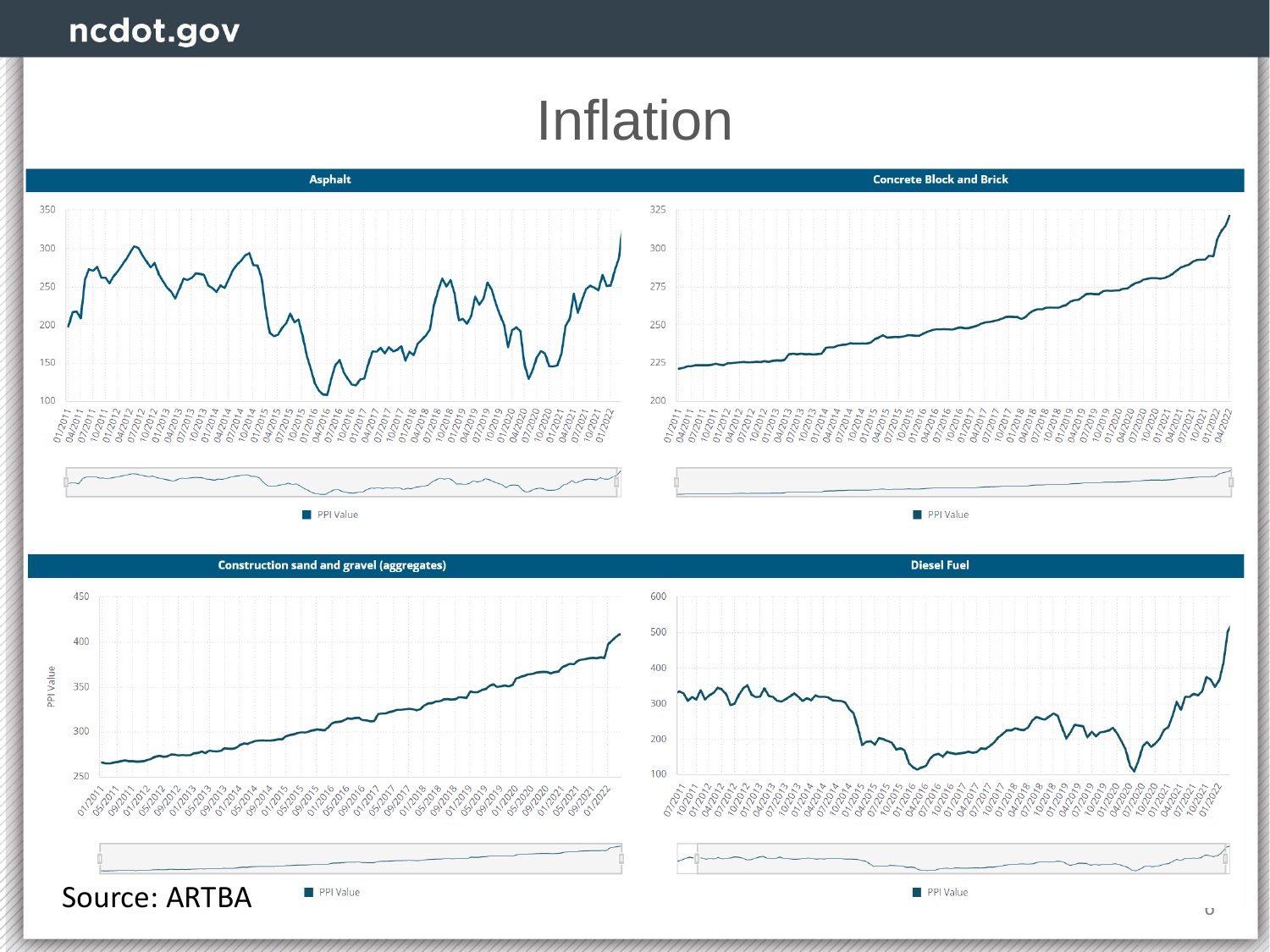# Inflation

## Asphalt

PPI Value

## Concrete Block and Brick

PPI Value

## Construction sand and gravel (aggregates)

PPI Value

## Diesel Fuel

PPI Value

Source: ARTBA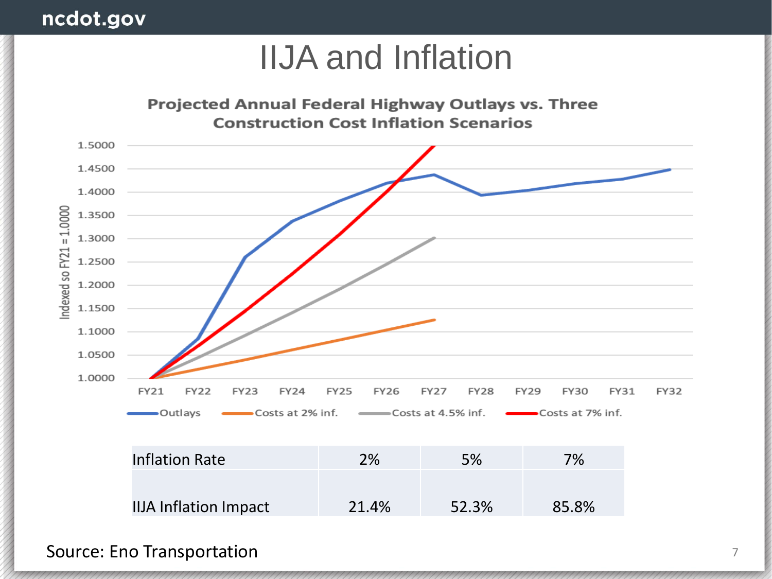# IIJA and Inflation

**Projected Annual Federal Highway Outlays vs. Three Construction Cost Inflation Scenarios**

| Inflation Rate | 2% | 5% | 7% |
|---|---|---|---|
| IIJA Inflation Impact | 21.4% | 52.3% | 85.8% |

Source: Eno Transportation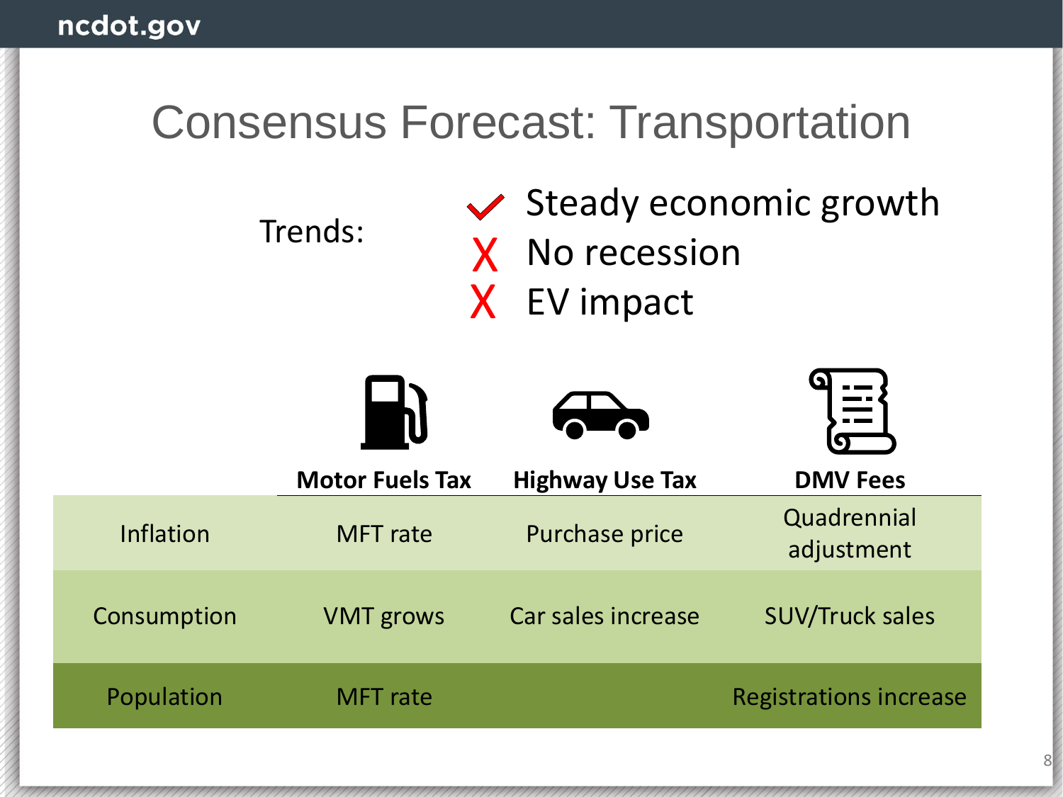# Consensus Forecast: Transportation

Trends:

- ✓ Steady economic growth
- ✗ No recession
- ✗ EV impact

| | **Motor Fuels Tax** | **Highway Use Tax** | **DMV Fees** |
|---|---|---|---|
| Inflation | MFT rate | Purchase price | Quadrennial adjustment |
| Consumption | VMT grows | Car sales increase | SUV/Truck sales |
| Population | MFT rate | | Registrations increase |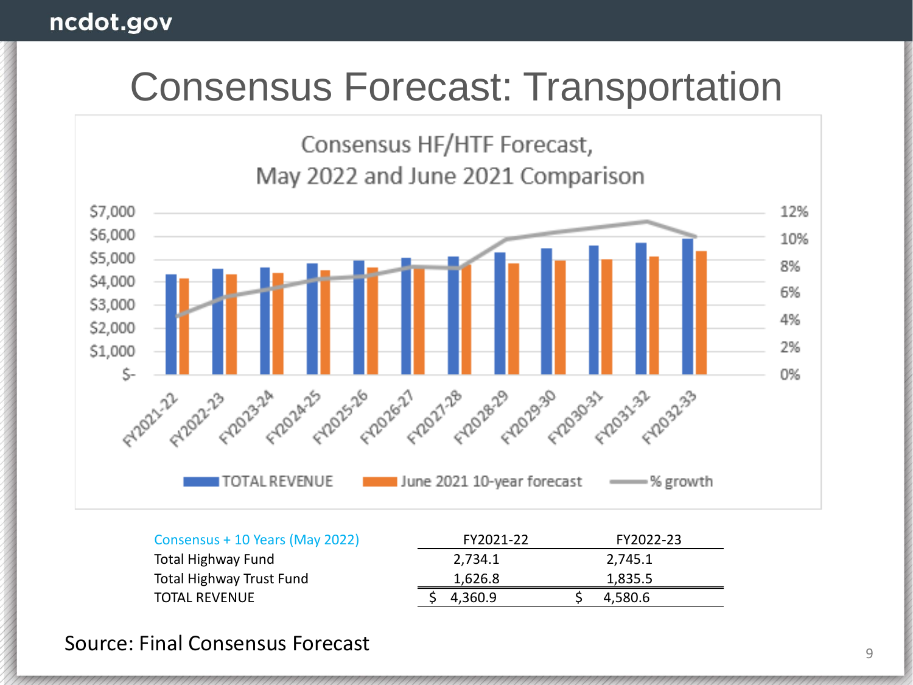# Consensus Forecast: Transportation

Consensus HF/HTF Forecast,
May 2022 and June 2021 Comparison

| Consensus + 10 Years (May 2022) | FY2021-22 | FY2022-23 |
| --- | --- | --- |
| Total Highway Fund | 2,734.1 | 2,745.1 |
| Total Highway Trust Fund | 1,626.8 | 1,835.5 |
| TOTAL REVENUE | $ 4,360.9 | $ 4,580.6 |

Source: Final Consensus Forecast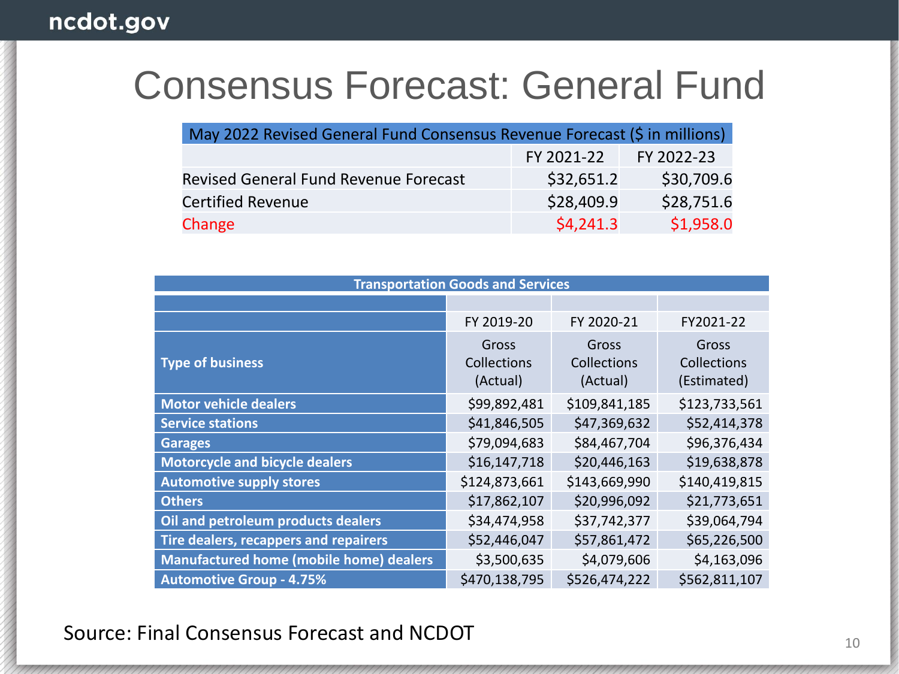# Consensus Forecast: General Fund

| May 2022 Revised General Fund Consensus Revenue Forecast ($ in millions) | | |
|---|---|---|
| | FY 2021-22 | FY 2022-23 |
| Revised General Fund Revenue Forecast | $32,651.2 | $30,709.6 |
| Certified Revenue | $28,409.9 | $28,751.6 |
| Change | $4,241.3 | $1,958.0 |

| Transportation Goods and Services | | | |
|---|---|---|---|
| | FY 2019-20 | FY 2020-21 | FY2021-22 |
| **Type of business** | Gross Collections (Actual) | Gross Collections (Actual) | Gross Collections (Estimated) |
| **Motor vehicle dealers** | $99,892,481 | $109,841,185 | $123,733,561 |
| **Service stations** | $41,846,505 | $47,369,632 | $52,414,378 |
| **Garages** | $79,094,683 | $84,467,704 | $96,376,434 |
| **Motorcycle and bicycle dealers** | $16,147,718 | $20,446,163 | $19,638,878 |
| **Automotive supply stores** | $124,873,661 | $143,669,990 | $140,419,815 |
| **Others** | $17,862,107 | $20,996,092 | $21,773,651 |
| **Oil and petroleum products dealers** | $34,474,958 | $37,742,377 | $39,064,794 |
| **Tire dealers, recappers and repairers** | $52,446,047 | $57,861,472 | $65,226,500 |
| **Manufactured home (mobile home) dealers** | $3,500,635 | $4,079,606 | $4,163,096 |
| **Automotive Group - 4.75%** | $470,138,795 | $526,474,222 | $562,811,107 |

Source: Final Consensus Forecast and NCDOT